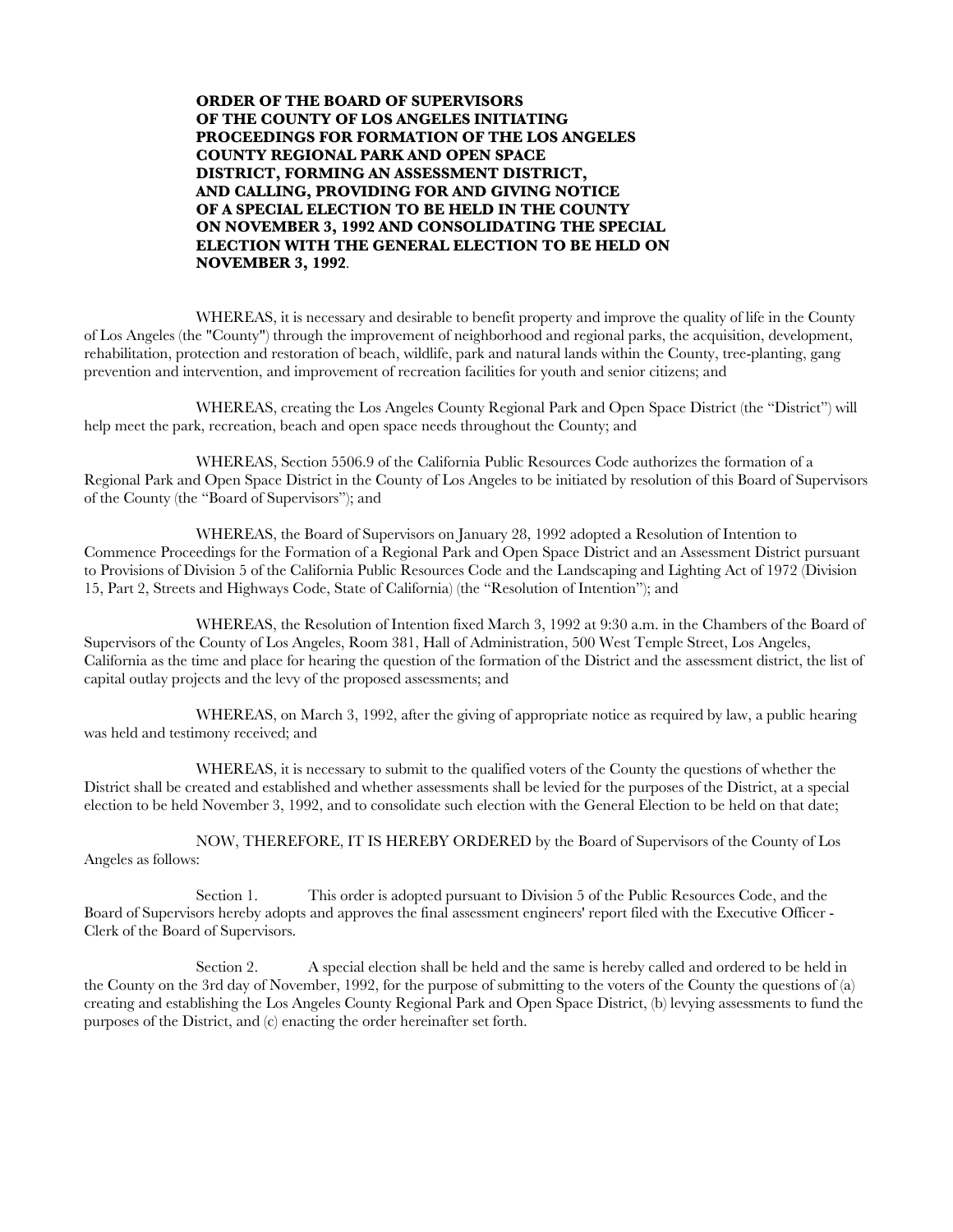**ORDER OF THE BOARD OF SUPERVISORS OF THE COUNTY OF LOS ANGELES INITIATING PROCEEDINGS FOR FORMATION OF THE LOS ANGELES COUNTY REGIONAL PARK AND OPEN SPACE DISTRICT, FORMING AN ASSESSMENT DISTRICT, AND CALLING, PROVIDING FOR AND GIVING NOTICE OF A SPECIAL ELECTION TO BE HELD IN THE COUNTY ON NOVEMBER 3, 1992 AND CONSOLIDATING THE SPECIAL ELECTION WITH THE GENERAL ELECTION TO BE HELD ON NOVEMBER 3, 1992**.

WHEREAS, it is necessary and desirable to benefit property and improve the quality of life in the County of Los Angeles (the "County") through the improvement of neighborhood and regional parks, the acquisition, development, rehabilitation, protection and restoration of beach, wildlife, park and natural lands within the County, tree-planting, gang prevention and intervention, and improvement of recreation facilities for youth and senior citizens; and

WHEREAS, creating the Los Angeles County Regional Park and Open Space District (the "District") will help meet the park, recreation, beach and open space needs throughout the County; and

WHEREAS, Section 5506.9 of the California Public Resources Code authorizes the formation of a Regional Park and Open Space District in the County of Los Angeles to be initiated by resolution of this Board of Supervisors of the County (the "Board of Supervisors"); and

WHEREAS, the Board of Supervisors on January 28, 1992 adopted a Resolution of Intention to Commence Proceedings for the Formation of a Regional Park and Open Space District and an Assessment District pursuant to Provisions of Division 5 of the California Public Resources Code and the Landscaping and Lighting Act of 1972 (Division 15, Part 2, Streets and Highways Code, State of California) (the "Resolution of Intention"); and

WHEREAS, the Resolution of Intention fixed March 3, 1992 at 9:30 a.m. in the Chambers of the Board of Supervisors of the County of Los Angeles, Room 381, Hall of Administration, 500 West Temple Street, Los Angeles, California as the time and place for hearing the question of the formation of the District and the assessment district, the list of capital outlay projects and the levy of the proposed assessments; and

WHEREAS, on March 3, 1992, after the giving of appropriate notice as required by law, a public hearing was held and testimony received; and

WHEREAS, it is necessary to submit to the qualified voters of the County the questions of whether the District shall be created and established and whether assessments shall be levied for the purposes of the District, at a special election to be held November 3, 1992, and to consolidate such election with the General Election to be held on that date;

NOW, THEREFORE, IT IS HEREBY ORDERED by the Board of Supervisors of the County of Los Angeles as follows:

Section 1. This order is adopted pursuant to Division 5 of the Public Resources Code, and the Board of Supervisors hereby adopts and approves the final assessment engineers' report filed with the Executive Officer - Clerk of the Board of Supervisors.

Section 2. A special election shall be held and the same is hereby called and ordered to be held in the County on the 3rd day of November, 1992, for the purpose of submitting to the voters of the County the questions of (a) creating and establishing the Los Angeles County Regional Park and Open Space District, (b) levying assessments to fund the purposes of the District, and (c) enacting the order hereinafter set forth.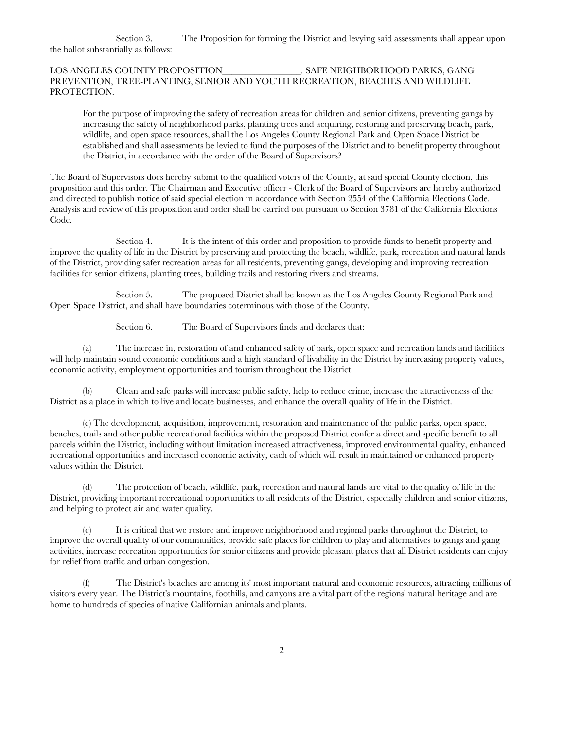Section 3. The Proposition for forming the District and levying said assessments shall appear upon the ballot substantially as follows:

LOS ANGELES COUNTY PROPOSITION________________. SAFE NEIGHBORHOOD PARKS, GANG PREVENTION, TREE-PLANTING, SENIOR AND YOUTH RECREATION, BEACHES AND WILDLIFE PROTECTION.

> For the purpose of improving the safety of recreation areas for children and senior citizens, preventing gangs by increasing the safety of neighborhood parks, planting trees and acquiring, restoring and preserving beach, park, wildlife, and open space resources, shall the Los Angeles County Regional Park and Open Space District be established and shall assessments be levied to fund the purposes of the District and to benefit property throughout the District, in accordance with the order of the Board of Supervisors?

The Board of Supervisors does hereby submit to the qualified voters of the County, at said special County election, this proposition and this order. The Chairman and Executive officer - Clerk of the Board of Supervisors are hereby authorized and directed to publish notice of said special election in accordance with Section 2554 of the California Elections Code. Analysis and review of this proposition and order shall be carried out pursuant to Section 3781 of the California Elections Code.

Section 4. It is the intent of this order and proposition to provide funds to benefit property and improve the quality of life in the District by preserving and protecting the beach, wildlife, park, recreation and natural lands of the District, providing safer recreation areas for all residents, preventing gangs, developing and improving recreation facilities for senior citizens, planting trees, building trails and restoring rivers and streams.

Section 5. The proposed District shall be known as the Los Angeles County Regional Park and Open Space District, and shall have boundaries coterminous with those of the County.

Section 6. The Board of Supervisors finds and declares that:

(a) The increase in, restoration of and enhanced safety of park, open space and recreation lands and facilities will help maintain sound economic conditions and a high standard of livability in the District by increasing property values, economic activity, employment opportunities and tourism throughout the District.

(b) Clean and safe parks will increase public safety, help to reduce crime, increase the attractiveness of the District as a place in which to live and locate businesses, and enhance the overall quality of life in the District.

(c) The development, acquisition, improvement, restoration and maintenance of the public parks, open space, beaches, trails and other public recreational facilities within the proposed District confer a direct and specific benefit to all parcels within the District, including without limitation increased attractiveness, improved environmental quality, enhanced recreational opportunities and increased economic activity, each of which will result in maintained or enhanced property values within the District.

(d) The protection of beach, wildlife, park, recreation and natural lands are vital to the quality of life in the District, providing important recreational opportunities to all residents of the District, especially children and senior citizens, and helping to protect air and water quality.

(e) It is critical that we restore and improve neighborhood and regional parks throughout the District, to improve the overall quality of our communities, provide safe places for children to play and alternatives to gangs and gang activities, increase recreation opportunities for senior citizens and provide pleasant places that all District residents can enjoy for relief from traffic and urban congestion.

(f) The District's beaches are among its' most important natural and economic resources, attracting millions of visitors every year. The District's mountains, foothills, and canyons are a vital part of the regions' natural heritage and are home to hundreds of species of native Californian animals and plants.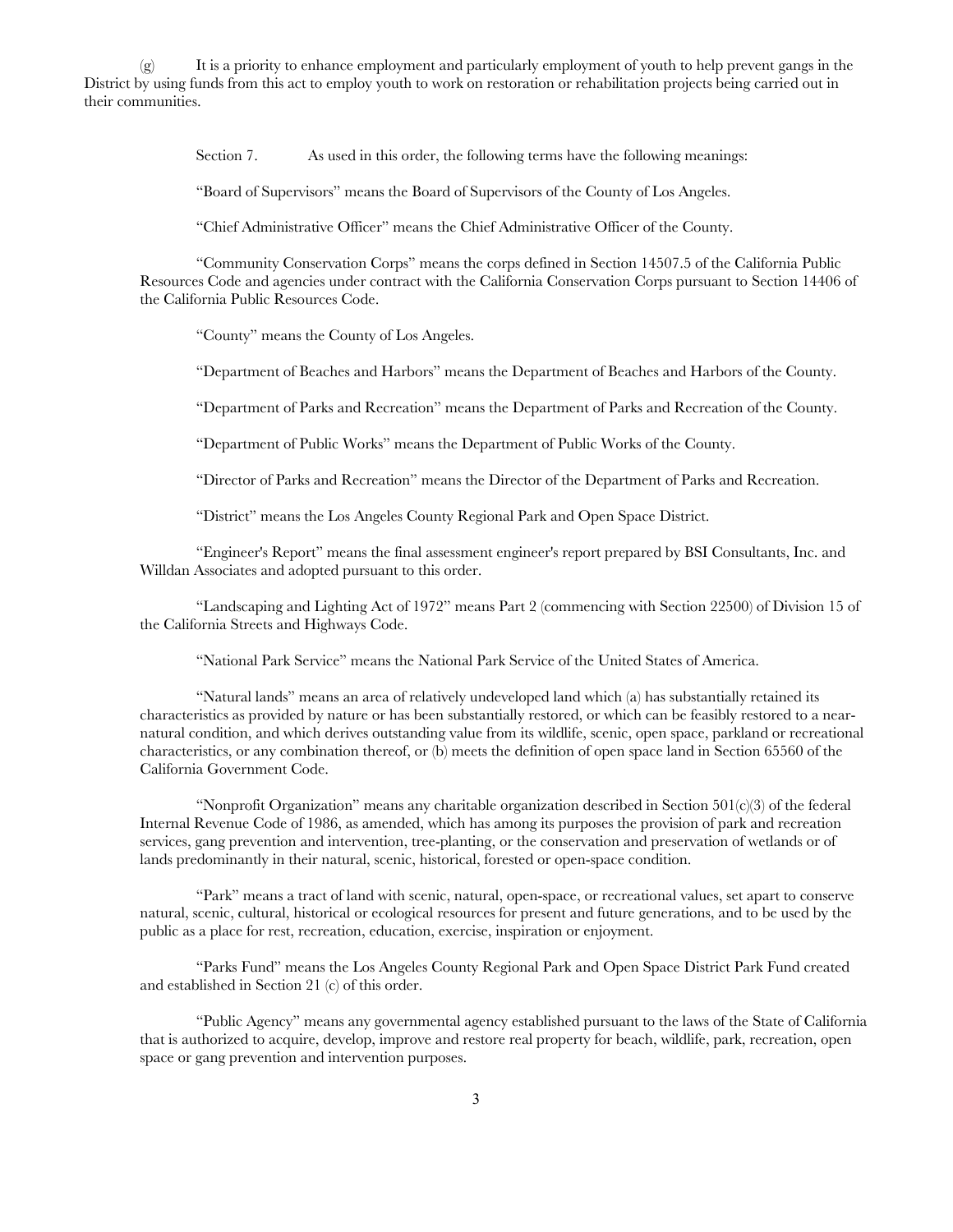(g) It is a priority to enhance employment and particularly employment of youth to help prevent gangs in the District by using funds from this act to employ youth to work on restoration or rehabilitation projects being carried out in their communities.

Section 7. As used in this order, the following terms have the following meanings:

"Board of Supervisors" means the Board of Supervisors of the County of Los Angeles.

"Chief Administrative Officer" means the Chief Administrative Officer of the County.

"Community Conservation Corps" means the corps defined in Section 14507.5 of the California Public Resources Code and agencies under contract with the California Conservation Corps pursuant to Section 14406 of the California Public Resources Code.

"County" means the County of Los Angeles.

"Department of Beaches and Harbors" means the Department of Beaches and Harbors of the County.

"Department of Parks and Recreation" means the Department of Parks and Recreation of the County.

"Department of Public Works" means the Department of Public Works of the County.

"Director of Parks and Recreation" means the Director of the Department of Parks and Recreation.

"District" means the Los Angeles County Regional Park and Open Space District.

"Engineer's Report" means the final assessment engineer's report prepared by BSI Consultants, Inc. and Willdan Associates and adopted pursuant to this order.

"Landscaping and Lighting Act of 1972" means Part 2 (commencing with Section 22500) of Division 15 of the California Streets and Highways Code.

"National Park Service" means the National Park Service of the United States of America.

"Natural lands" means an area of relatively undeveloped land which (a) has substantially retained its characteristics as provided by nature or has been substantially restored, or which can be feasibly restored to a near-natural condition, and which derives outstanding value from its wildlife, scenic, open space, parkland or recreational characteristics, or any combination thereof, or (b) meets the definition of open space land in Section 65560 of the California Government Code.

"Nonprofit Organization" means any charitable organization described in Section 501(c)(3) of the federal Internal Revenue Code of 1986, as amended, which has among its purposes the provision of park and recreation services, gang prevention and intervention, tree-planting, or the conservation and preservation of wetlands or of lands predominantly in their natural, scenic, historical, forested or open-space condition.

"Park" means a tract of land with scenic, natural, open-space, or recreational values, set apart to conserve natural, scenic, cultural, historical or ecological resources for present and future generations, and to be used by the public as a place for rest, recreation, education, exercise, inspiration or enjoyment.

"Parks Fund" means the Los Angeles County Regional Park and Open Space District Park Fund created and established in Section 21 (c) of this order.

"Public Agency" means any governmental agency established pursuant to the laws of the State of California that is authorized to acquire, develop, improve and restore real property for beach, wildlife, park, recreation, open space or gang prevention and intervention purposes.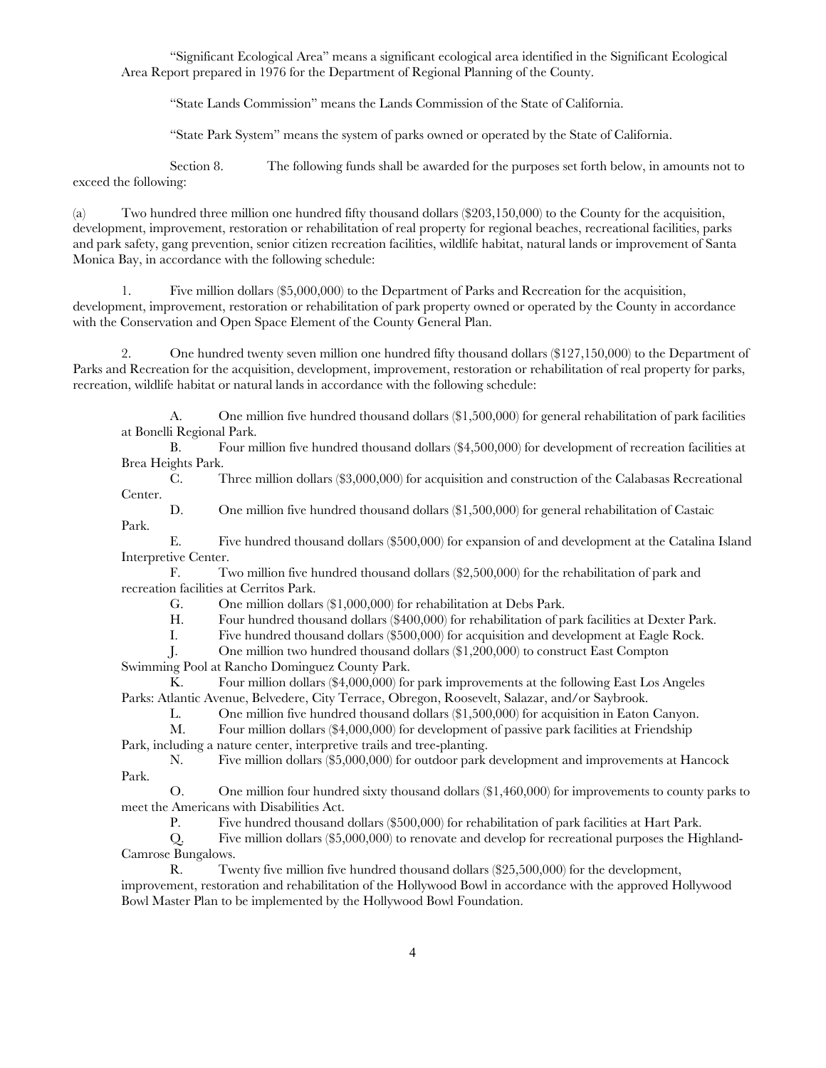"Significant Ecological Area" means a significant ecological area identified in the Significant Ecological Area Report prepared in 1976 for the Department of Regional Planning of the County.

"State Lands Commission" means the Lands Commission of the State of California.

"State Park System" means the system of parks owned or operated by the State of California.

Section 8. The following funds shall be awarded for the purposes set forth below, in amounts not to exceed the following:

(a) Two hundred three million one hundred fifty thousand dollars ($203,150,000) to the County for the acquisition, development, improvement, restoration or rehabilitation of real property for regional beaches, recreational facilities, parks and park safety, gang prevention, senior citizen recreation facilities, wildlife habitat, natural lands or improvement of Santa Monica Bay, in accordance with the following schedule:

1. Five million dollars ($5,000,000) to the Department of Parks and Recreation for the acquisition, development, improvement, restoration or rehabilitation of park property owned or operated by the County in accordance with the Conservation and Open Space Element of the County General Plan.

2. One hundred twenty seven million one hundred fifty thousand dollars ($127,150,000) to the Department of Parks and Recreation for the acquisition, development, improvement, restoration or rehabilitation of real property for parks, recreation, wildlife habitat or natural lands in accordance with the following schedule:

A. One million five hundred thousand dollars ($1,500,000) for general rehabilitation of park facilities at Bonelli Regional Park.

B. Four million five hundred thousand dollars ($4,500,000) for development of recreation facilities at Brea Heights Park.

C. Three million dollars ($3,000,000) for acquisition and construction of the Calabasas Recreational Center.

D. One million five hundred thousand dollars ($1,500,000) for general rehabilitation of Castaic Park.

E. Five hundred thousand dollars ($500,000) for expansion of and development at the Catalina Island Interpretive Center.

F. Two million five hundred thousand dollars ($2,500,000) for the rehabilitation of park and recreation facilities at Cerritos Park.

G. One million dollars ($1,000,000) for rehabilitation at Debs Park.

H. Four hundred thousand dollars ($400,000) for rehabilitation of park facilities at Dexter Park.

I. Five hundred thousand dollars ($500,000) for acquisition and development at Eagle Rock.

J. One million two hundred thousand dollars ($1,200,000) to construct East Compton Swimming Pool at Rancho Dominguez County Park.

K. Four million dollars ($4,000,000) for park improvements at the following East Los Angeles Parks: Atlantic Avenue, Belvedere, City Terrace, Obregon, Roosevelt, Salazar, and/or Saybrook.

L. One million five hundred thousand dollars ($1,500,000) for acquisition in Eaton Canyon.

M. Four million dollars ($4,000,000) for development of passive park facilities at Friendship Park, including a nature center, interpretive trails and tree-planting.

N. Five million dollars ($5,000,000) for outdoor park development and improvements at Hancock Park.

O. One million four hundred sixty thousand dollars ($1,460,000) for improvements to county parks to meet the Americans with Disabilities Act.

P. Five hundred thousand dollars ($500,000) for rehabilitation of park facilities at Hart Park.

Q. Five million dollars ($5,000,000) to renovate and develop for recreational purposes the Highland-Camrose Bungalows.

R. Twenty five million five hundred thousand dollars ($25,500,000) for the development, improvement, restoration and rehabilitation of the Hollywood Bowl in accordance with the approved Hollywood Bowl Master Plan to be implemented by the Hollywood Bowl Foundation.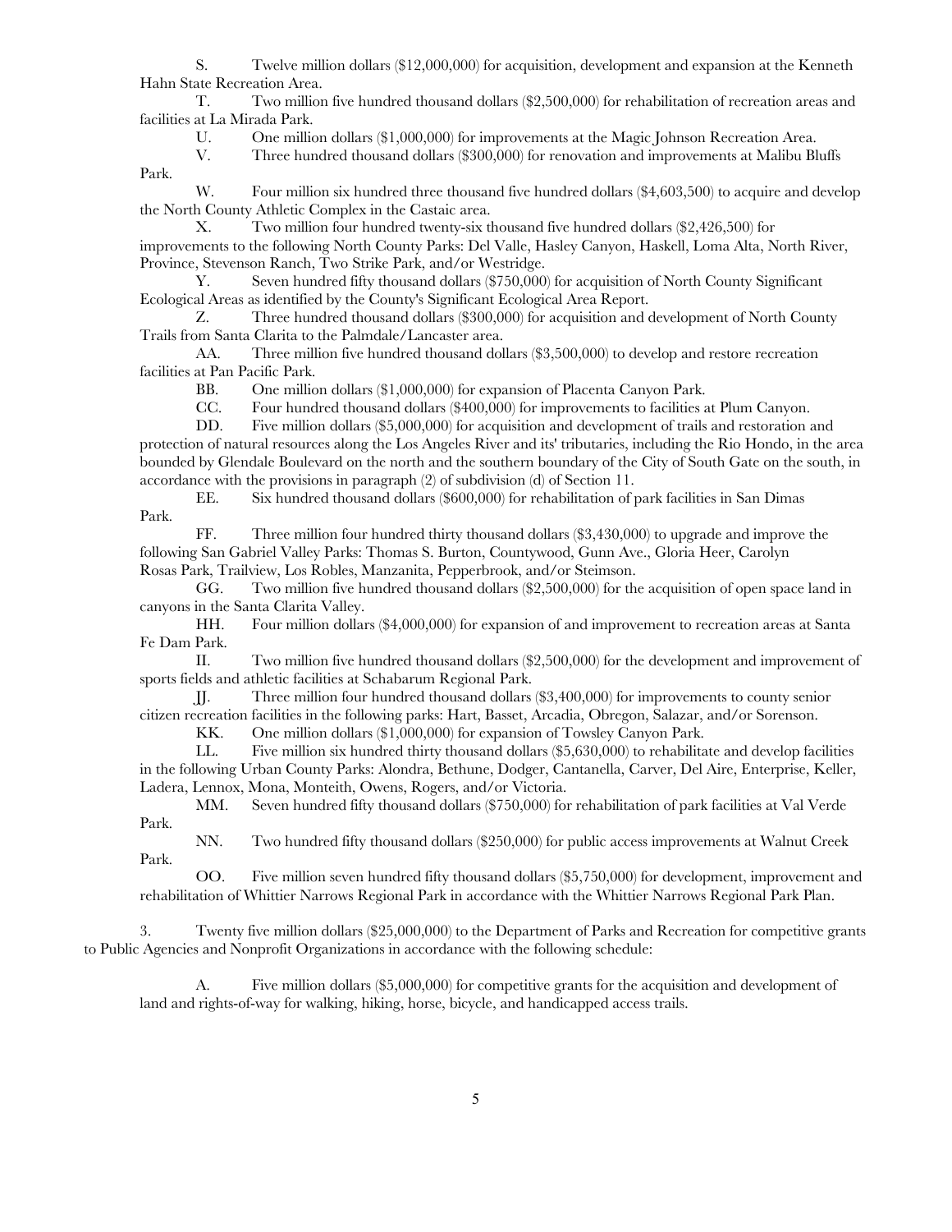S. Twelve million dollars ($12,000,000) for acquisition, development and expansion at the Kenneth Hahn State Recreation Area.

T. Two million five hundred thousand dollars ($2,500,000) for rehabilitation of recreation areas and facilities at La Mirada Park.

U. One million dollars ($1,000,000) for improvements at the Magic Johnson Recreation Area.

V. Three hundred thousand dollars ($300,000) for renovation and improvements at Malibu Bluffs Park.

W. Four million six hundred three thousand five hundred dollars ($4,603,500) to acquire and develop the North County Athletic Complex in the Castaic area.

X. Two million four hundred twenty-six thousand five hundred dollars ($2,426,500) for improvements to the following North County Parks: Del Valle, Hasley Canyon, Haskell, Loma Alta, North River, Province, Stevenson Ranch, Two Strike Park, and/or Westridge.

Y. Seven hundred fifty thousand dollars ($750,000) for acquisition of North County Significant Ecological Areas as identified by the County's Significant Ecological Area Report.

Z. Three hundred thousand dollars ($300,000) for acquisition and development of North County Trails from Santa Clarita to the Palmdale/Lancaster area.

AA. Three million five hundred thousand dollars ($3,500,000) to develop and restore recreation facilities at Pan Pacific Park.

BB. One million dollars ($1,000,000) for expansion of Placenta Canyon Park.

CC. Four hundred thousand dollars ($400,000) for improvements to facilities at Plum Canyon.

DD. Five million dollars ($5,000,000) for acquisition and development of trails and restoration and protection of natural resources along the Los Angeles River and its' tributaries, including the Rio Hondo, in the area bounded by Glendale Boulevard on the north and the southern boundary of the City of South Gate on the south, in accordance with the provisions in paragraph (2) of subdivision (d) of Section 11.

EE. Six hundred thousand dollars ($600,000) for rehabilitation of park facilities in San Dimas Park.

FF. Three million four hundred thirty thousand dollars ($3,430,000) to upgrade and improve the following San Gabriel Valley Parks: Thomas S. Burton, Countywood, Gunn Ave., Gloria Heer, Carolyn Rosas Park, Trailview, Los Robles, Manzanita, Pepperbrook, and/or Steimson.

GG. Two million five hundred thousand dollars ($2,500,000) for the acquisition of open space land in canyons in the Santa Clarita Valley.

HH. Four million dollars ($4,000,000) for expansion of and improvement to recreation areas at Santa Fe Dam Park.

II. Two million five hundred thousand dollars ($2,500,000) for the development and improvement of sports fields and athletic facilities at Schabarum Regional Park.

JJ. Three million four hundred thousand dollars ($3,400,000) for improvements to county senior citizen recreation facilities in the following parks: Hart, Basset, Arcadia, Obregon, Salazar, and/or Sorenson.

KK. One million dollars ($1,000,000) for expansion of Towsley Canyon Park.

LL. Five million six hundred thirty thousand dollars ($5,630,000) to rehabilitate and develop facilities in the following Urban County Parks: Alondra, Bethune, Dodger, Cantanella, Carver, Del Aire, Enterprise, Keller, Ladera, Lennox, Mona, Monteith, Owens, Rogers, and/or Victoria.

MM. Seven hundred fifty thousand dollars ($750,000) for rehabilitation of park facilities at Val Verde Park.

NN. Two hundred fifty thousand dollars ($250,000) for public access improvements at Walnut Creek Park.

OO. Five million seven hundred fifty thousand dollars ($5,750,000) for development, improvement and rehabilitation of Whittier Narrows Regional Park in accordance with the Whittier Narrows Regional Park Plan.

3. Twenty five million dollars ($25,000,000) to the Department of Parks and Recreation for competitive grants to Public Agencies and Nonprofit Organizations in accordance with the following schedule:

A. Five million dollars ($5,000,000) for competitive grants for the acquisition and development of land and rights-of-way for walking, hiking, horse, bicycle, and handicapped access trails.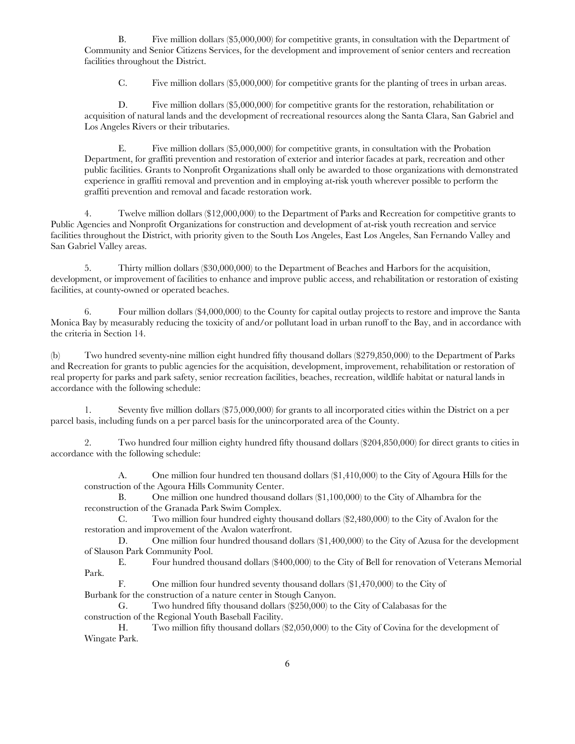B. Five million dollars ($5,000,000) for competitive grants, in consultation with the Department of Community and Senior Citizens Services, for the development and improvement of senior centers and recreation facilities throughout the District.

C. Five million dollars ($5,000,000) for competitive grants for the planting of trees in urban areas.

D. Five million dollars ($5,000,000) for competitive grants for the restoration, rehabilitation or acquisition of natural lands and the development of recreational resources along the Santa Clara, San Gabriel and Los Angeles Rivers or their tributaries.

E. Five million dollars ($5,000,000) for competitive grants, in consultation with the Probation Department, for graffiti prevention and restoration of exterior and interior facades at park, recreation and other public facilities. Grants to Nonprofit Organizations shall only be awarded to those organizations with demonstrated experience in graffiti removal and prevention and in employing at-risk youth wherever possible to perform the graffiti prevention and removal and facade restoration work.

4. Twelve million dollars ($12,000,000) to the Department of Parks and Recreation for competitive grants to Public Agencies and Nonprofit Organizations for construction and development of at-risk youth recreation and service facilities throughout the District, with priority given to the South Los Angeles, East Los Angeles, San Fernando Valley and San Gabriel Valley areas.

5. Thirty million dollars ($30,000,000) to the Department of Beaches and Harbors for the acquisition, development, or improvement of facilities to enhance and improve public access, and rehabilitation or restoration of existing facilities, at county-owned or operated beaches.

6. Four million dollars ($4,000,000) to the County for capital outlay projects to restore and improve the Santa Monica Bay by measurably reducing the toxicity of and/or pollutant load in urban runoff to the Bay, and in accordance with the criteria in Section 14.

(b) Two hundred seventy-nine million eight hundred fifty thousand dollars ($279,850,000) to the Department of Parks and Recreation for grants to public agencies for the acquisition, development, improvement, rehabilitation or restoration of real property for parks and park safety, senior recreation facilities, beaches, recreation, wildlife habitat or natural lands in accordance with the following schedule:

1. Seventy five million dollars ($75,000,000) for grants to all incorporated cities within the District on a per parcel basis, including funds on a per parcel basis for the unincorporated area of the County.

2. Two hundred four million eighty hundred fifty thousand dollars ($204,850,000) for direct grants to cities in accordance with the following schedule:

A. One million four hundred ten thousand dollars ($1,410,000) to the City of Agoura Hills for the construction of the Agoura Hills Community Center.

B. One million one hundred thousand dollars ($1,100,000) to the City of Alhambra for the reconstruction of the Granada Park Swim Complex.

C. Two million four hundred eighty thousand dollars ($2,480,000) to the City of Avalon for the restoration and improvement of the Avalon waterfront.

D. One million four hundred thousand dollars ($1,400,000) to the City of Azusa for the development of Slauson Park Community Pool.

E. Four hundred thousand dollars ($400,000) to the City of Bell for renovation of Veterans Memorial Park.

F. One million four hundred seventy thousand dollars ($1,470,000) to the City of Burbank for the construction of a nature center in Stough Canyon.

G. Two hundred fifty thousand dollars ($250,000) to the City of Calabasas for the construction of the Regional Youth Baseball Facility.

H. Two million fifty thousand dollars ($2,050,000) to the City of Covina for the development of Wingate Park.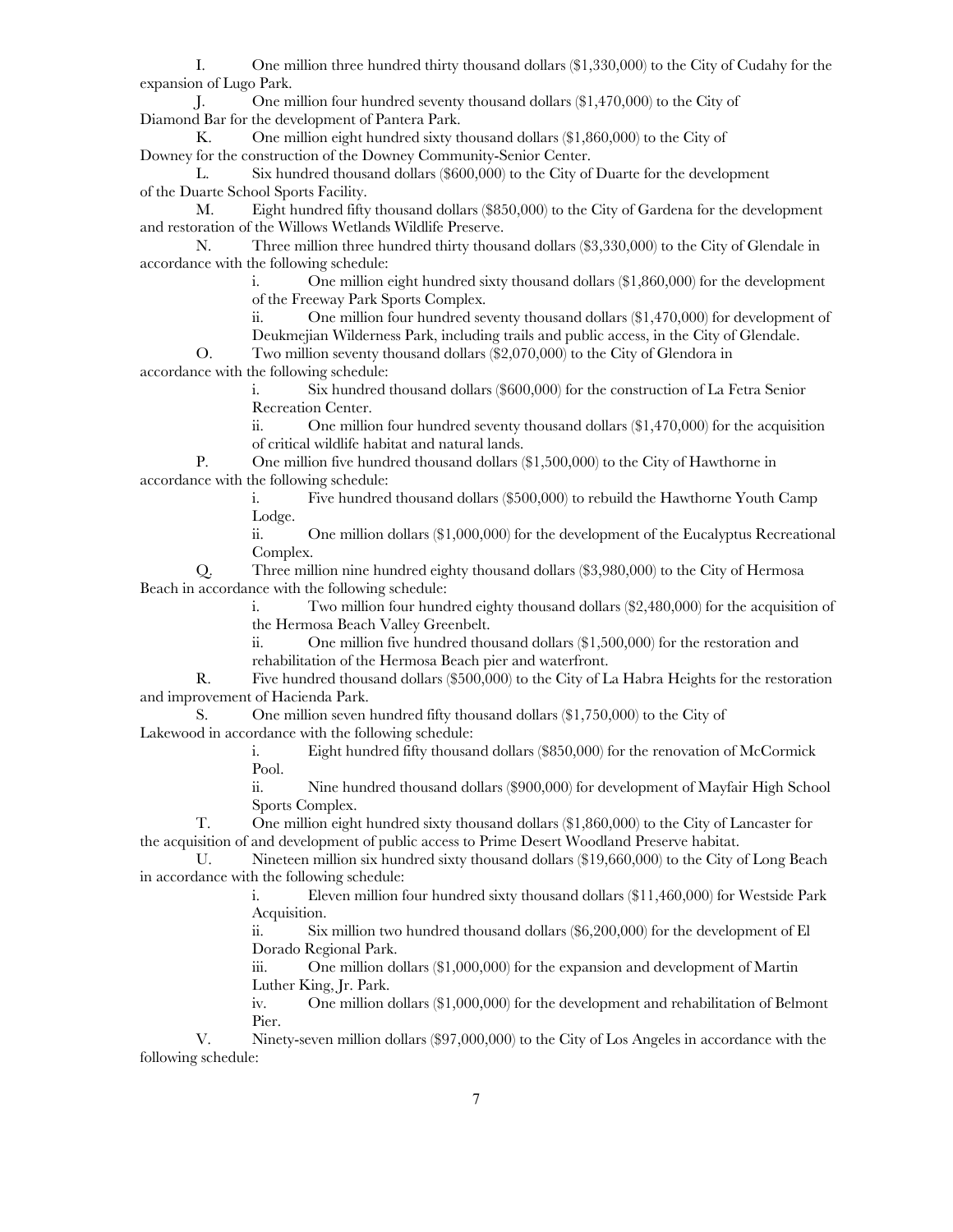I. One million three hundred thirty thousand dollars ($1,330,000) to the City of Cudahy for the expansion of Lugo Park.

J. One million four hundred seventy thousand dollars ($1,470,000) to the City of Diamond Bar for the development of Pantera Park.

K. One million eight hundred sixty thousand dollars ($1,860,000) to the City of Downey for the construction of the Downey Community-Senior Center.

L. Six hundred thousand dollars ($600,000) to the City of Duarte for the development of the Duarte School Sports Facility.

M. Eight hundred fifty thousand dollars ($850,000) to the City of Gardena for the development and restoration of the Willows Wetlands Wildlife Preserve.

N. Three million three hundred thirty thousand dollars ($3,330,000) to the City of Glendale in accordance with the following schedule:

> i. One million eight hundred sixty thousand dollars ($1,860,000) for the development of the Freeway Park Sports Complex.
>
> ii. One million four hundred seventy thousand dollars ($1,470,000) for development of Deukmejian Wilderness Park, including trails and public access, in the City of Glendale.

O. Two million seventy thousand dollars ($2,070,000) to the City of Glendora in accordance with the following schedule:

> i. Six hundred thousand dollars ($600,000) for the construction of La Fetra Senior Recreation Center.
>
> ii. One million four hundred seventy thousand dollars ($1,470,000) for the acquisition of critical wildlife habitat and natural lands.

P. One million five hundred thousand dollars ($1,500,000) to the City of Hawthorne in accordance with the following schedule:

> i. Five hundred thousand dollars ($500,000) to rebuild the Hawthorne Youth Camp Lodge.
>
> ii. One million dollars ($1,000,000) for the development of the Eucalyptus Recreational Complex.

Q. Three million nine hundred eighty thousand dollars ($3,980,000) to the City of Hermosa Beach in accordance with the following schedule:

> i. Two million four hundred eighty thousand dollars ($2,480,000) for the acquisition of the Hermosa Beach Valley Greenbelt.
>
> ii. One million five hundred thousand dollars ($1,500,000) for the restoration and rehabilitation of the Hermosa Beach pier and waterfront.

R. Five hundred thousand dollars ($500,000) to the City of La Habra Heights for the restoration and improvement of Hacienda Park.

S. One million seven hundred fifty thousand dollars ($1,750,000) to the City of Lakewood in accordance with the following schedule:

> i. Eight hundred fifty thousand dollars ($850,000) for the renovation of McCormick Pool.
>
> ii. Nine hundred thousand dollars ($900,000) for development of Mayfair High School Sports Complex.

T. One million eight hundred sixty thousand dollars ($1,860,000) to the City of Lancaster for the acquisition of and development of public access to Prime Desert Woodland Preserve habitat.

U. Nineteen million six hundred sixty thousand dollars ($19,660,000) to the City of Long Beach in accordance with the following schedule:

> i. Eleven million four hundred sixty thousand dollars ($11,460,000) for Westside Park Acquisition.
>
> ii. Six million two hundred thousand dollars ($6,200,000) for the development of El Dorado Regional Park.
>
> iii. One million dollars ($1,000,000) for the expansion and development of Martin Luther King, Jr. Park.
>
> iv. One million dollars ($1,000,000) for the development and rehabilitation of Belmont Pier.

V. Ninety-seven million dollars ($97,000,000) to the City of Los Angeles in accordance with the following schedule: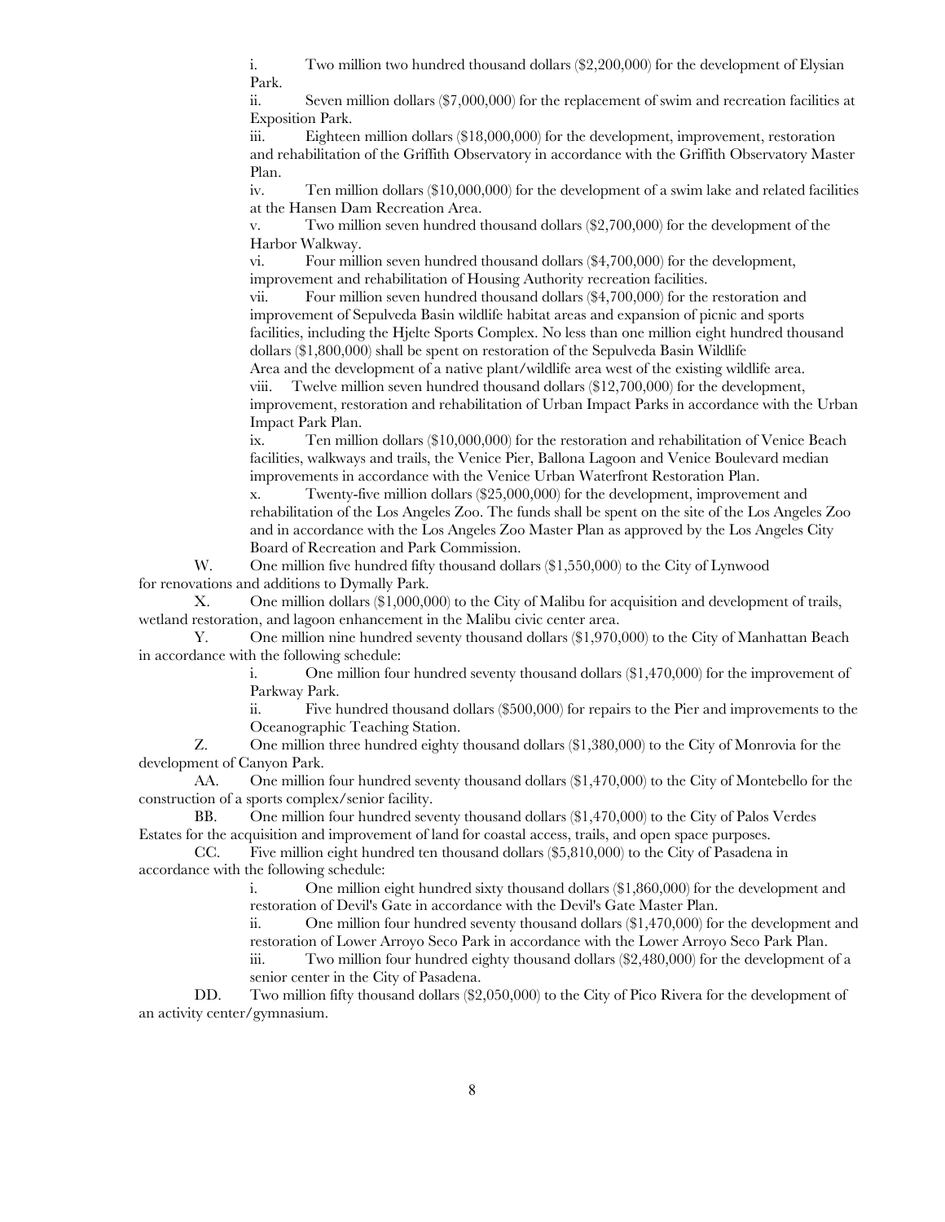i. Two million two hundred thousand dollars ($2,200,000) for the development of Elysian Park.

ii. Seven million dollars ($7,000,000) for the replacement of swim and recreation facilities at Exposition Park.

iii. Eighteen million dollars ($18,000,000) for the development, improvement, restoration and rehabilitation of the Griffith Observatory in accordance with the Griffith Observatory Master Plan.

iv. Ten million dollars ($10,000,000) for the development of a swim lake and related facilities at the Hansen Dam Recreation Area.

v. Two million seven hundred thousand dollars ($2,700,000) for the development of the Harbor Walkway.

vi. Four million seven hundred thousand dollars ($4,700,000) for the development, improvement and rehabilitation of Housing Authority recreation facilities.

vii. Four million seven hundred thousand dollars ($4,700,000) for the restoration and improvement of Sepulveda Basin wildlife habitat areas and expansion of picnic and sports facilities, including the Hjelte Sports Complex. No less than one million eight hundred thousand dollars ($1,800,000) shall be spent on restoration of the Sepulveda Basin Wildlife Area and the development of a native plant/wildlife area west of the existing wildlife area.

viii. Twelve million seven hundred thousand dollars ($12,700,000) for the development, improvement, restoration and rehabilitation of Urban Impact Parks in accordance with the Urban Impact Park Plan.

ix. Ten million dollars ($10,000,000) for the restoration and rehabilitation of Venice Beach facilities, walkways and trails, the Venice Pier, Ballona Lagoon and Venice Boulevard median improvements in accordance with the Venice Urban Waterfront Restoration Plan.

x. Twenty-five million dollars ($25,000,000) for the development, improvement and rehabilitation of the Los Angeles Zoo. The funds shall be spent on the site of the Los Angeles Zoo and in accordance with the Los Angeles Zoo Master Plan as approved by the Los Angeles City Board of Recreation and Park Commission.

W. One million five hundred fifty thousand dollars ($1,550,000) to the City of Lynwood for renovations and additions to Dymally Park.

X. One million dollars ($1,000,000) to the City of Malibu for acquisition and development of trails, wetland restoration, and lagoon enhancement in the Malibu civic center area.

Y. One million nine hundred seventy thousand dollars ($1,970,000) to the City of Manhattan Beach in accordance with the following schedule:

i. One million four hundred seventy thousand dollars ($1,470,000) for the improvement of Parkway Park.

ii. Five hundred thousand dollars ($500,000) for repairs to the Pier and improvements to the Oceanographic Teaching Station.

Z. One million three hundred eighty thousand dollars ($1,380,000) to the City of Monrovia for the development of Canyon Park.

AA. One million four hundred seventy thousand dollars ($1,470,000) to the City of Montebello for the construction of a sports complex/senior facility.

BB. One million four hundred seventy thousand dollars ($1,470,000) to the City of Palos Verdes Estates for the acquisition and improvement of land for coastal access, trails, and open space purposes.

CC. Five million eight hundred ten thousand dollars ($5,810,000) to the City of Pasadena in accordance with the following schedule:

i. One million eight hundred sixty thousand dollars ($1,860,000) for the development and restoration of Devil's Gate in accordance with the Devil's Gate Master Plan.

ii. One million four hundred seventy thousand dollars ($1,470,000) for the development and restoration of Lower Arroyo Seco Park in accordance with the Lower Arroyo Seco Park Plan.

iii. Two million four hundred eighty thousand dollars ($2,480,000) for the development of a senior center in the City of Pasadena.

DD. Two million fifty thousand dollars ($2,050,000) to the City of Pico Rivera for the development of an activity center/gymnasium.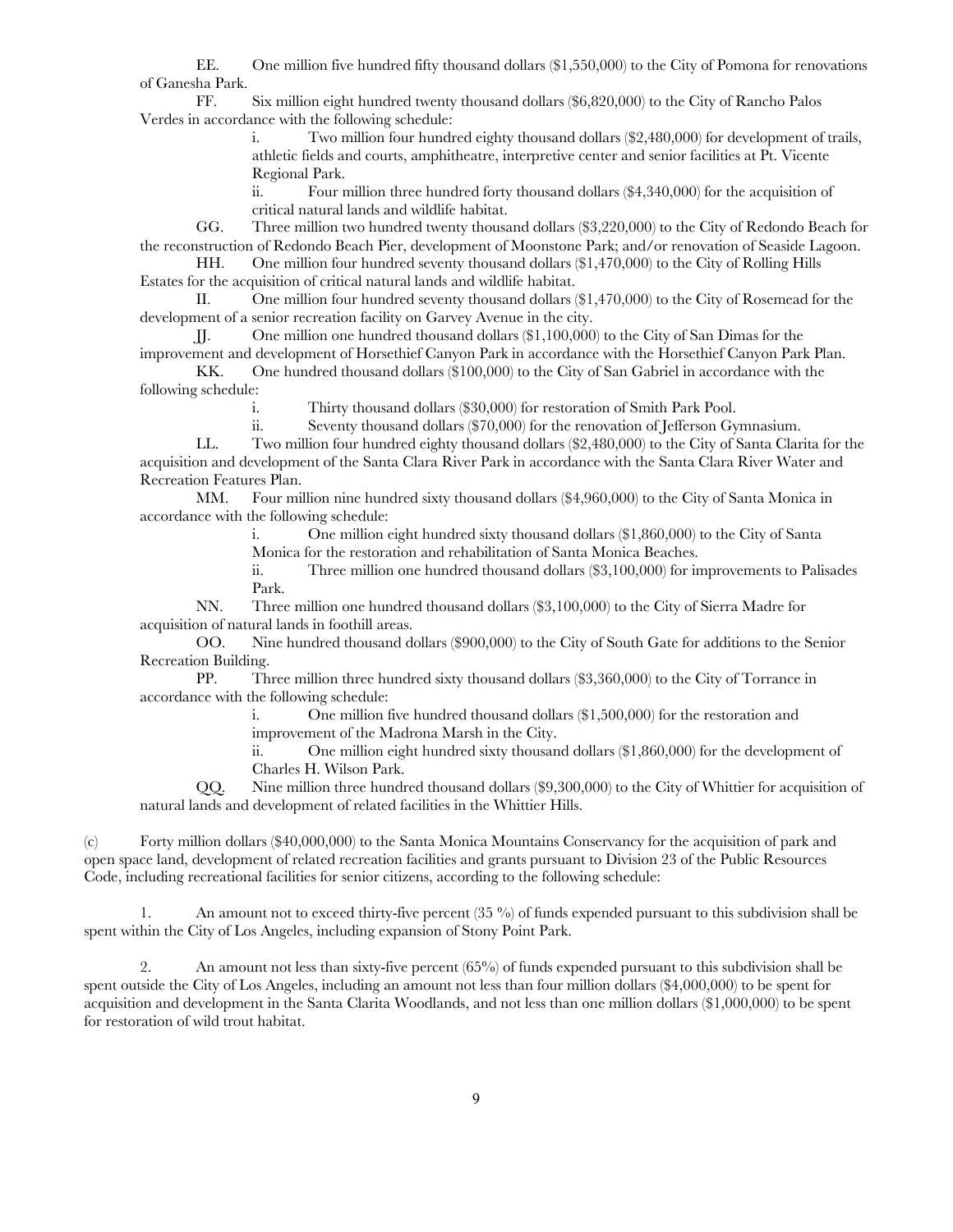EE. One million five hundred fifty thousand dollars ($1,550,000) to the City of Pomona for renovations of Ganesha Park.

FF. Six million eight hundred twenty thousand dollars ($6,820,000) to the City of Rancho Palos Verdes in accordance with the following schedule:

> i. Two million four hundred eighty thousand dollars ($2,480,000) for development of trails, athletic fields and courts, amphitheatre, interpretive center and senior facilities at Pt. Vicente Regional Park.
>
> ii. Four million three hundred forty thousand dollars ($4,340,000) for the acquisition of critical natural lands and wildlife habitat.

GG. Three million two hundred twenty thousand dollars ($3,220,000) to the City of Redondo Beach for the reconstruction of Redondo Beach Pier, development of Moonstone Park; and/or renovation of Seaside Lagoon.

HH. One million four hundred seventy thousand dollars ($1,470,000) to the City of Rolling Hills Estates for the acquisition of critical natural lands and wildlife habitat.

II. One million four hundred seventy thousand dollars ($1,470,000) to the City of Rosemead for the development of a senior recreation facility on Garvey Avenue in the city.

JJ. One million one hundred thousand dollars ($1,100,000) to the City of San Dimas for the improvement and development of Horsethief Canyon Park in accordance with the Horsethief Canyon Park Plan.

KK. One hundred thousand dollars ($100,000) to the City of San Gabriel in accordance with the following schedule:

> i. Thirty thousand dollars ($30,000) for restoration of Smith Park Pool.
>
> ii. Seventy thousand dollars ($70,000) for the renovation of Jefferson Gymnasium.

LL. Two million four hundred eighty thousand dollars ($2,480,000) to the City of Santa Clarita for the acquisition and development of the Santa Clara River Park in accordance with the Santa Clara River Water and Recreation Features Plan.

MM. Four million nine hundred sixty thousand dollars ($4,960,000) to the City of Santa Monica in accordance with the following schedule:

> i. One million eight hundred sixty thousand dollars ($1,860,000) to the City of Santa Monica for the restoration and rehabilitation of Santa Monica Beaches.
>
> ii. Three million one hundred thousand dollars ($3,100,000) for improvements to Palisades Park.

NN. Three million one hundred thousand dollars ($3,100,000) to the City of Sierra Madre for acquisition of natural lands in foothill areas.

OO. Nine hundred thousand dollars ($900,000) to the City of South Gate for additions to the Senior Recreation Building.

PP. Three million three hundred sixty thousand dollars ($3,360,000) to the City of Torrance in accordance with the following schedule:

> i. One million five hundred thousand dollars ($1,500,000) for the restoration and improvement of the Madrona Marsh in the City.
>
> ii. One million eight hundred sixty thousand dollars ($1,860,000) for the development of Charles H. Wilson Park.

QQ. Nine million three hundred thousand dollars ($9,300,000) to the City of Whittier for acquisition of natural lands and development of related facilities in the Whittier Hills.

(c) Forty million dollars ($40,000,000) to the Santa Monica Mountains Conservancy for the acquisition of park and open space land, development of related recreation facilities and grants pursuant to Division 23 of the Public Resources Code, including recreational facilities for senior citizens, according to the following schedule:

1. An amount not to exceed thirty-five percent (35 %) of funds expended pursuant to this subdivision shall be spent within the City of Los Angeles, including expansion of Stony Point Park.

2. An amount not less than sixty-five percent (65%) of funds expended pursuant to this subdivision shall be spent outside the City of Los Angeles, including an amount not less than four million dollars ($4,000,000) to be spent for acquisition and development in the Santa Clarita Woodlands, and not less than one million dollars ($1,000,000) to be spent for restoration of wild trout habitat.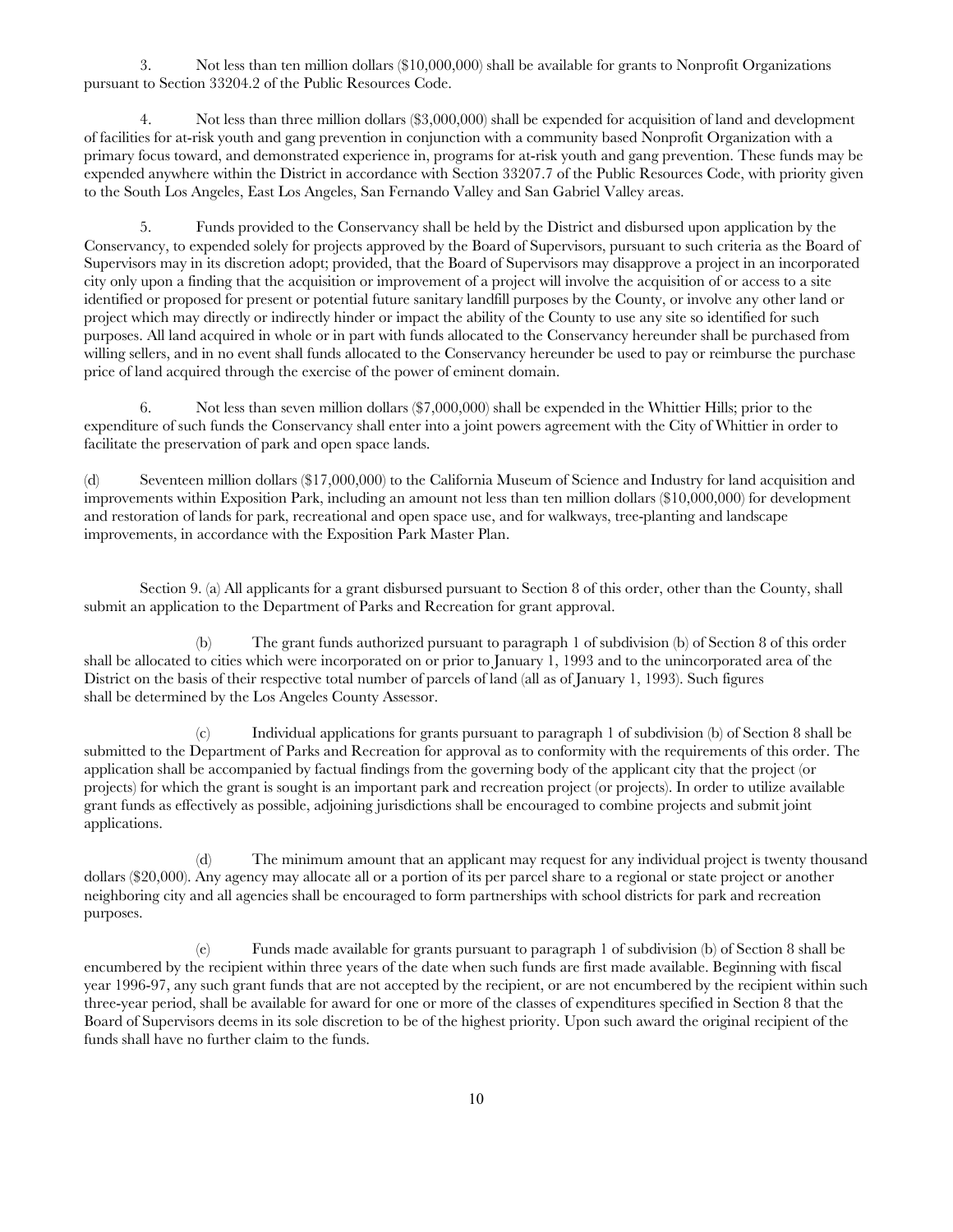3. Not less than ten million dollars ($10,000,000) shall be available for grants to Nonprofit Organizations pursuant to Section 33204.2 of the Public Resources Code.

4. Not less than three million dollars ($3,000,000) shall be expended for acquisition of land and development of facilities for at-risk youth and gang prevention in conjunction with a community based Nonprofit Organization with a primary focus toward, and demonstrated experience in, programs for at-risk youth and gang prevention. These funds may be expended anywhere within the District in accordance with Section 33207.7 of the Public Resources Code, with priority given to the South Los Angeles, East Los Angeles, San Fernando Valley and San Gabriel Valley areas.

5. Funds provided to the Conservancy shall be held by the District and disbursed upon application by the Conservancy, to expended solely for projects approved by the Board of Supervisors, pursuant to such criteria as the Board of Supervisors may in its discretion adopt; provided, that the Board of Supervisors may disapprove a project in an incorporated city only upon a finding that the acquisition or improvement of a project will involve the acquisition of or access to a site identified or proposed for present or potential future sanitary landfill purposes by the County, or involve any other land or project which may directly or indirectly hinder or impact the ability of the County to use any site so identified for such purposes. All land acquired in whole or in part with funds allocated to the Conservancy hereunder shall be purchased from willing sellers, and in no event shall funds allocated to the Conservancy hereunder be used to pay or reimburse the purchase price of land acquired through the exercise of the power of eminent domain.

6. Not less than seven million dollars ($7,000,000) shall be expended in the Whittier Hills; prior to the expenditure of such funds the Conservancy shall enter into a joint powers agreement with the City of Whittier in order to facilitate the preservation of park and open space lands.

(d) Seventeen million dollars ($17,000,000) to the California Museum of Science and Industry for land acquisition and improvements within Exposition Park, including an amount not less than ten million dollars ($10,000,000) for development and restoration of lands for park, recreational and open space use, and for walkways, tree-planting and landscape improvements, in accordance with the Exposition Park Master Plan.

Section 9. (a) All applicants for a grant disbursed pursuant to Section 8 of this order, other than the County, shall submit an application to the Department of Parks and Recreation for grant approval.

(b) The grant funds authorized pursuant to paragraph 1 of subdivision (b) of Section 8 of this order shall be allocated to cities which were incorporated on or prior to January 1, 1993 and to the unincorporated area of the District on the basis of their respective total number of parcels of land (all as of January 1, 1993). Such figures shall be determined by the Los Angeles County Assessor.

(c) Individual applications for grants pursuant to paragraph 1 of subdivision (b) of Section 8 shall be submitted to the Department of Parks and Recreation for approval as to conformity with the requirements of this order. The application shall be accompanied by factual findings from the governing body of the applicant city that the project (or projects) for which the grant is sought is an important park and recreation project (or projects). In order to utilize available grant funds as effectively as possible, adjoining jurisdictions shall be encouraged to combine projects and submit joint applications.

(d) The minimum amount that an applicant may request for any individual project is twenty thousand dollars ($20,000). Any agency may allocate all or a portion of its per parcel share to a regional or state project or another neighboring city and all agencies shall be encouraged to form partnerships with school districts for park and recreation purposes.

(e) Funds made available for grants pursuant to paragraph 1 of subdivision (b) of Section 8 shall be encumbered by the recipient within three years of the date when such funds are first made available. Beginning with fiscal year 1996-97, any such grant funds that are not accepted by the recipient, or are not encumbered by the recipient within such three-year period, shall be available for award for one or more of the classes of expenditures specified in Section 8 that the Board of Supervisors deems in its sole discretion to be of the highest priority. Upon such award the original recipient of the funds shall have no further claim to the funds.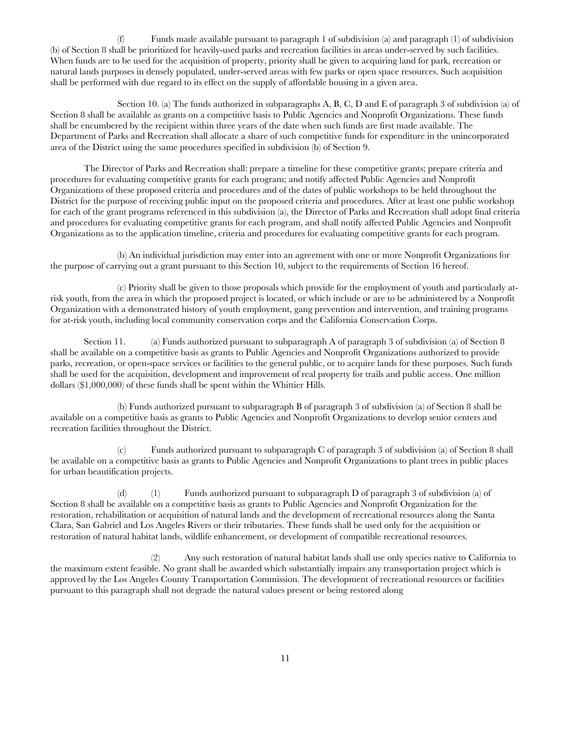(f) Funds made available pursuant to paragraph 1 of subdivision (a) and paragraph (1) of subdivision (b) of Section 8 shall be prioritized for heavily-used parks and recreation facilities in areas under-served by such facilities. When funds are to be used for the acquisition of property, priority shall be given to acquiring land for park, recreation or natural lands purposes in densely populated, under-served areas with few parks or open space resources. Such acquisition shall be performed with due regard to its effect on the supply of affordable housing in a given area.

Section 10. (a) The funds authorized in subparagraphs A, B, C, D and E of paragraph 3 of subdivision (a) of Section 8 shall be available as grants on a competitive basis to Public Agencies and Nonprofit Organizations. These funds shall be encumbered by the recipient within three years of the date when such funds are first made available. The Department of Parks and Recreation shall allocate a share of such competitive funds for expenditure in the unincorporated area of the District using the same procedures specified in subdivision (b) of Section 9.

The Director of Parks and Recreation shall: prepare a timeline for these competitive grants; prepare criteria and procedures for evaluating competitive grants for each program; and notify affected Public Agencies and Nonprofit Organizations of these proposed criteria and procedures and of the dates of public workshops to be held throughout the District for the purpose of receiving public input on the proposed criteria and procedures. After at least one public workshop for each of the grant programs referenced in this subdivision (a), the Director of Parks and Recreation shall adopt final criteria and procedures for evaluating competitive grants for each program, and shall notify affected Public Agencies and Nonprofit Organizations as to the application timeline, criteria and procedures for evaluating competitive grants for each program.

(b) An individual jurisdiction may enter into an agreement with one or more Nonprofit Organizations for the purpose of carrying out a grant pursuant to this Section 10, subject to the requirements of Section 16 hereof.

(c) Priority shall be given to those proposals which provide for the employment of youth and particularly at-risk youth, from the area in which the proposed project is located, or which include or are to be administered by a Nonprofit Organization with a demonstrated history of youth employment, gang prevention and intervention, and training programs for at-risk youth, including local community conservation corps and the California Conservation Corps.

Section 11. (a) Funds authorized pursuant to subparagraph A of paragraph 3 of subdivision (a) of Section 8 shall be available on a competitive basis as grants to Public Agencies and Nonprofit Organizations authorized to provide parks, recreation, or open-space services or facilities to the general public, or to acquire lands for these purposes. Such funds shall be used for the acquisition, development and improvement of real property for trails and public access. One million dollars ($1,000,000) of these funds shall be spent within the Whittier Hills.

(b) Funds authorized pursuant to subparagraph B of paragraph 3 of subdivision (a) of Section 8 shall be available on a competitive basis as grants to Public Agencies and Nonprofit Organizations to develop senior centers and recreation facilities throughout the District.

(c) Funds authorized pursuant to subparagraph C of paragraph 3 of subdivision (a) of Section 8 shall be available on a competitive basis as grants to Public Agencies and Nonprofit Organizations to plant trees in public places for urban beautification projects.

(d) (1) Funds authorized pursuant to subparagraph D of paragraph 3 of subdivision (a) of Section 8 shall be available on a competitive basis as grants to Public Agencies and Nonprofit Organization for the restoration, rehabilitation or acquisition of natural lands and the development of recreational resources along the Santa Clara, San Gabriel and Los Angeles Rivers or their tributaries. These funds shall be used only for the acquisition or restoration of natural habitat lands, wildlife enhancement, or development of compatible recreational resources.

(2) Any such restoration of natural habitat lands shall use only species native to California to the maximum extent feasible. No grant shall be awarded which substantially impairs any transsportation project which is approved by the Los Angeles County Transportation Commission. The development of recreational resources or facilities pursuant to this paragraph shall not degrade the natural values present or being restored along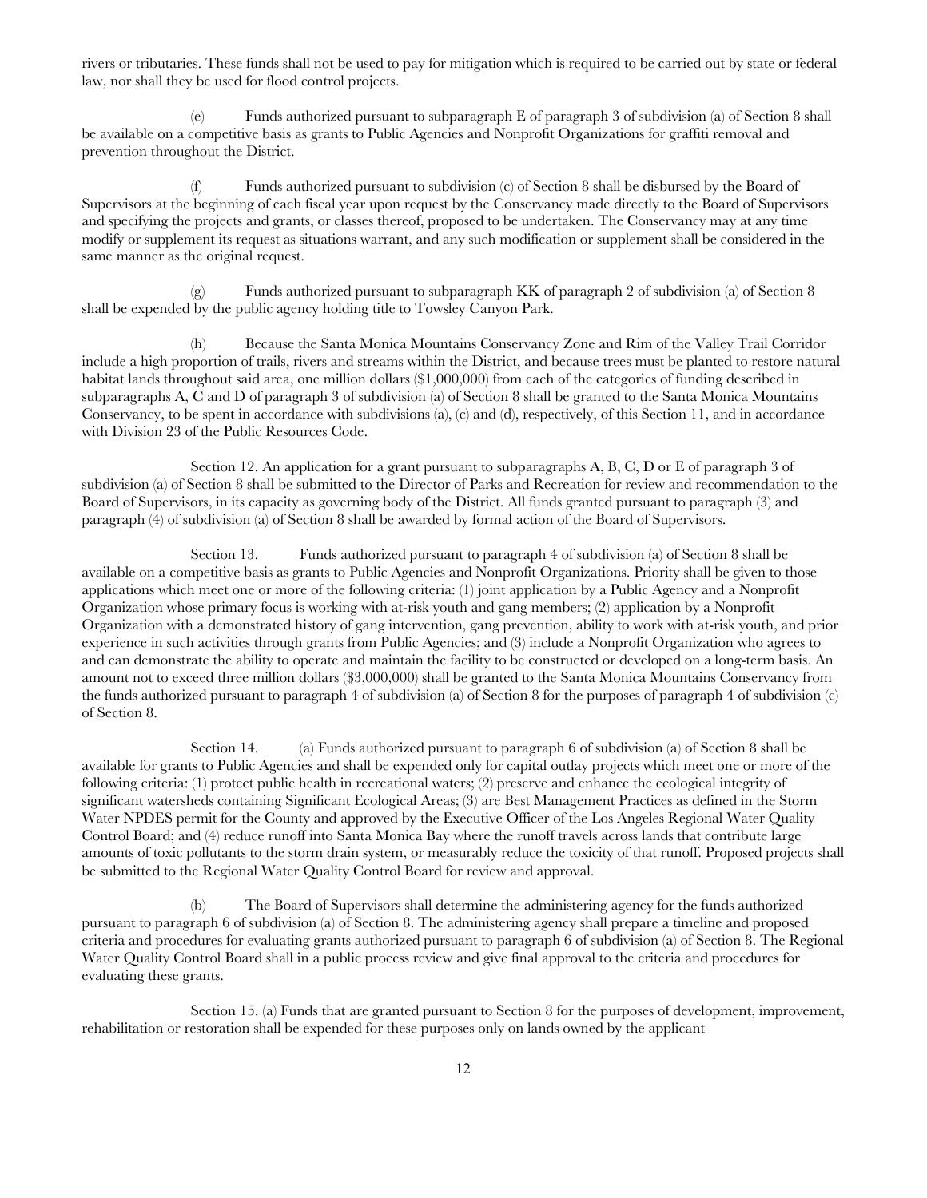rivers or tributaries. These funds shall not be used to pay for mitigation which is required to be carried out by state or federal law, nor shall they be used for flood control projects.

(e) Funds authorized pursuant to subparagraph E of paragraph 3 of subdivision (a) of Section 8 shall be available on a competitive basis as grants to Public Agencies and Nonprofit Organizations for graffiti removal and prevention throughout the District.

(f) Funds authorized pursuant to subdivision (c) of Section 8 shall be disbursed by the Board of Supervisors at the beginning of each fiscal year upon request by the Conservancy made directly to the Board of Supervisors and specifying the projects and grants, or classes thereof, proposed to be undertaken. The Conservancy may at any time modify or supplement its request as situations warrant, and any such modification or supplement shall be considered in the same manner as the original request.

(g) Funds authorized pursuant to subparagraph KK of paragraph 2 of subdivision (a) of Section 8 shall be expended by the public agency holding title to Towsley Canyon Park.

(h) Because the Santa Monica Mountains Conservancy Zone and Rim of the Valley Trail Corridor include a high proportion of trails, rivers and streams within the District, and because trees must be planted to restore natural habitat lands throughout said area, one million dollars ($1,000,000) from each of the categories of funding described in subparagraphs A, C and D of paragraph 3 of subdivision (a) of Section 8 shall be granted to the Santa Monica Mountains Conservancy, to be spent in accordance with subdivisions (a), (c) and (d), respectively, of this Section 11, and in accordance with Division 23 of the Public Resources Code.

Section 12. An application for a grant pursuant to subparagraphs A, B, C, D or E of paragraph 3 of subdivision (a) of Section 8 shall be submitted to the Director of Parks and Recreation for review and recommendation to the Board of Supervisors, in its capacity as governing body of the District. All funds granted pursuant to paragraph (3) and paragraph (4) of subdivision (a) of Section 8 shall be awarded by formal action of the Board of Supervisors.

Section 13. Funds authorized pursuant to paragraph 4 of subdivision (a) of Section 8 shall be available on a competitive basis as grants to Public Agencies and Nonprofit Organizations. Priority shall be given to those applications which meet one or more of the following criteria: (1) joint application by a Public Agency and a Nonprofit Organization whose primary focus is working with at-risk youth and gang members; (2) application by a Nonprofit Organization with a demonstrated history of gang intervention, gang prevention, ability to work with at-risk youth, and prior experience in such activities through grants from Public Agencies; and (3) include a Nonprofit Organization who agrees to and can demonstrate the ability to operate and maintain the facility to be constructed or developed on a long-term basis. An amount not to exceed three million dollars ($3,000,000) shall be granted to the Santa Monica Mountains Conservancy from the funds authorized pursuant to paragraph 4 of subdivision (a) of Section 8 for the purposes of paragraph 4 of subdivision (c) of Section 8.

Section 14. (a) Funds authorized pursuant to paragraph 6 of subdivision (a) of Section 8 shall be available for grants to Public Agencies and shall be expended only for capital outlay projects which meet one or more of the following criteria: (1) protect public health in recreational waters; (2) preserve and enhance the ecological integrity of significant watersheds containing Significant Ecological Areas; (3) are Best Management Practices as defined in the Storm Water NPDES permit for the County and approved by the Executive Officer of the Los Angeles Regional Water Quality Control Board; and (4) reduce runoff into Santa Monica Bay where the runoff travels across lands that contribute large amounts of toxic pollutants to the storm drain system, or measurably reduce the toxicity of that runoff. Proposed projects shall be submitted to the Regional Water Quality Control Board for review and approval.

(b) The Board of Supervisors shall determine the administering agency for the funds authorized pursuant to paragraph 6 of subdivision (a) of Section 8. The administering agency shall prepare a timeline and proposed criteria and procedures for evaluating grants authorized pursuant to paragraph 6 of subdivision (a) of Section 8. The Regional Water Quality Control Board shall in a public process review and give final approval to the criteria and procedures for evaluating these grants.

Section 15. (a) Funds that are granted pursuant to Section 8 for the purposes of development, improvement, rehabilitation or restoration shall be expended for these purposes only on lands owned by the applicant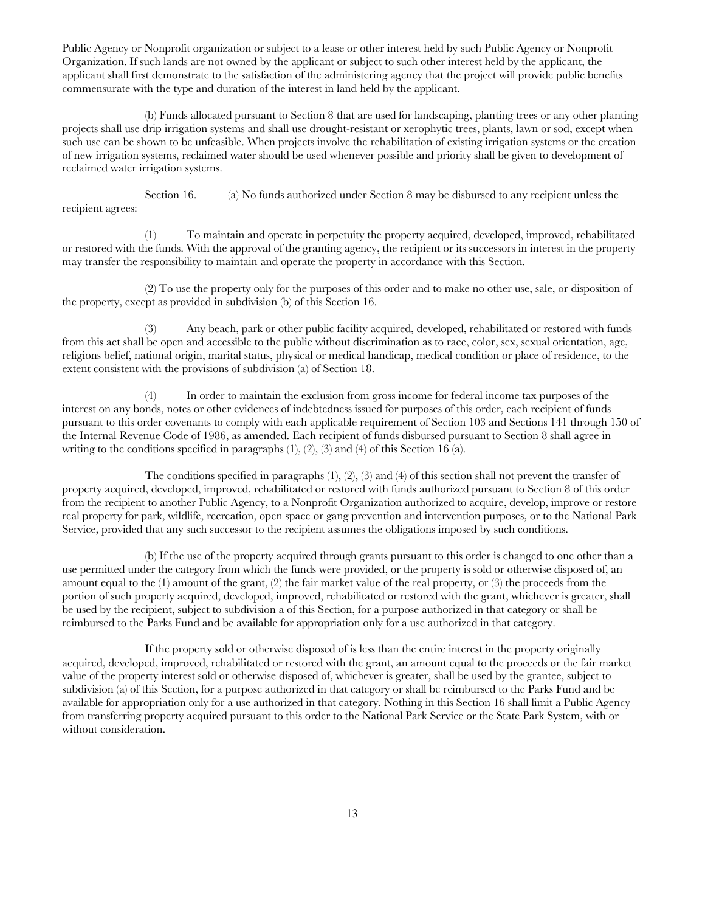Public Agency or Nonprofit organization or subject to a lease or other interest held by such Public Agency or Nonprofit Organization. If such lands are not owned by the applicant or subject to such other interest held by the applicant, the applicant shall first demonstrate to the satisfaction of the administering agency that the project will provide public benefits commensurate with the type and duration of the interest in land held by the applicant.

(b) Funds allocated pursuant to Section 8 that are used for landscaping, planting trees or any other planting projects shall use drip irrigation systems and shall use drought-resistant or xerophytic trees, plants, lawn or sod, except when such use can be shown to be unfeasible. When projects involve the rehabilitation of existing irrigation systems or the creation of new irrigation systems, reclaimed water should be used whenever possible and priority shall be given to development of reclaimed water irrigation systems.

Section 16. (a) No funds authorized under Section 8 may be disbursed to any recipient unless the recipient agrees:

(1) To maintain and operate in perpetuity the property acquired, developed, improved, rehabilitated or restored with the funds. With the approval of the granting agency, the recipient or its successors in interest in the property may transfer the responsibility to maintain and operate the property in accordance with this Section.

(2) To use the property only for the purposes of this order and to make no other use, sale, or disposition of the property, except as provided in subdivision (b) of this Section 16.

(3) Any beach, park or other public facility acquired, developed, rehabilitated or restored with funds from this act shall be open and accessible to the public without discrimination as to race, color, sex, sexual orientation, age, religions belief, national origin, marital status, physical or medical handicap, medical condition or place of residence, to the extent consistent with the provisions of subdivision (a) of Section 18.

(4) In order to maintain the exclusion from gross income for federal income tax purposes of the interest on any bonds, notes or other evidences of indebtedness issued for purposes of this order, each recipient of funds pursuant to this order covenants to comply with each applicable requirement of Section 103 and Sections 141 through 150 of the Internal Revenue Code of 1986, as amended. Each recipient of funds disbursed pursuant to Section 8 shall agree in writing to the conditions specified in paragraphs (1), (2), (3) and (4) of this Section 16 (a).

The conditions specified in paragraphs (1), (2), (3) and (4) of this section shall not prevent the transfer of property acquired, developed, improved, rehabilitated or restored with funds authorized pursuant to Section 8 of this order from the recipient to another Public Agency, to a Nonprofit Organization authorized to acquire, develop, improve or restore real property for park, wildlife, recreation, open space or gang prevention and intervention purposes, or to the National Park Service, provided that any such successor to the recipient assumes the obligations imposed by such conditions.

(b) If the use of the property acquired through grants pursuant to this order is changed to one other than a use permitted under the category from which the funds were provided, or the property is sold or otherwise disposed of, an amount equal to the (1) amount of the grant, (2) the fair market value of the real property, or (3) the proceeds from the portion of such property acquired, developed, improved, rehabilitated or restored with the grant, whichever is greater, shall be used by the recipient, subject to subdivision a of this Section, for a purpose authorized in that category or shall be reimbursed to the Parks Fund and be available for appropriation only for a use authorized in that category.

If the property sold or otherwise disposed of is less than the entire interest in the property originally acquired, developed, improved, rehabilitated or restored with the grant, an amount equal to the proceeds or the fair market value of the property interest sold or otherwise disposed of, whichever is greater, shall be used by the grantee, subject to subdivision (a) of this Section, for a purpose authorized in that category or shall be reimbursed to the Parks Fund and be available for appropriation only for a use authorized in that category. Nothing in this Section 16 shall limit a Public Agency from transferring property acquired pursuant to this order to the National Park Service or the State Park System, with or without consideration.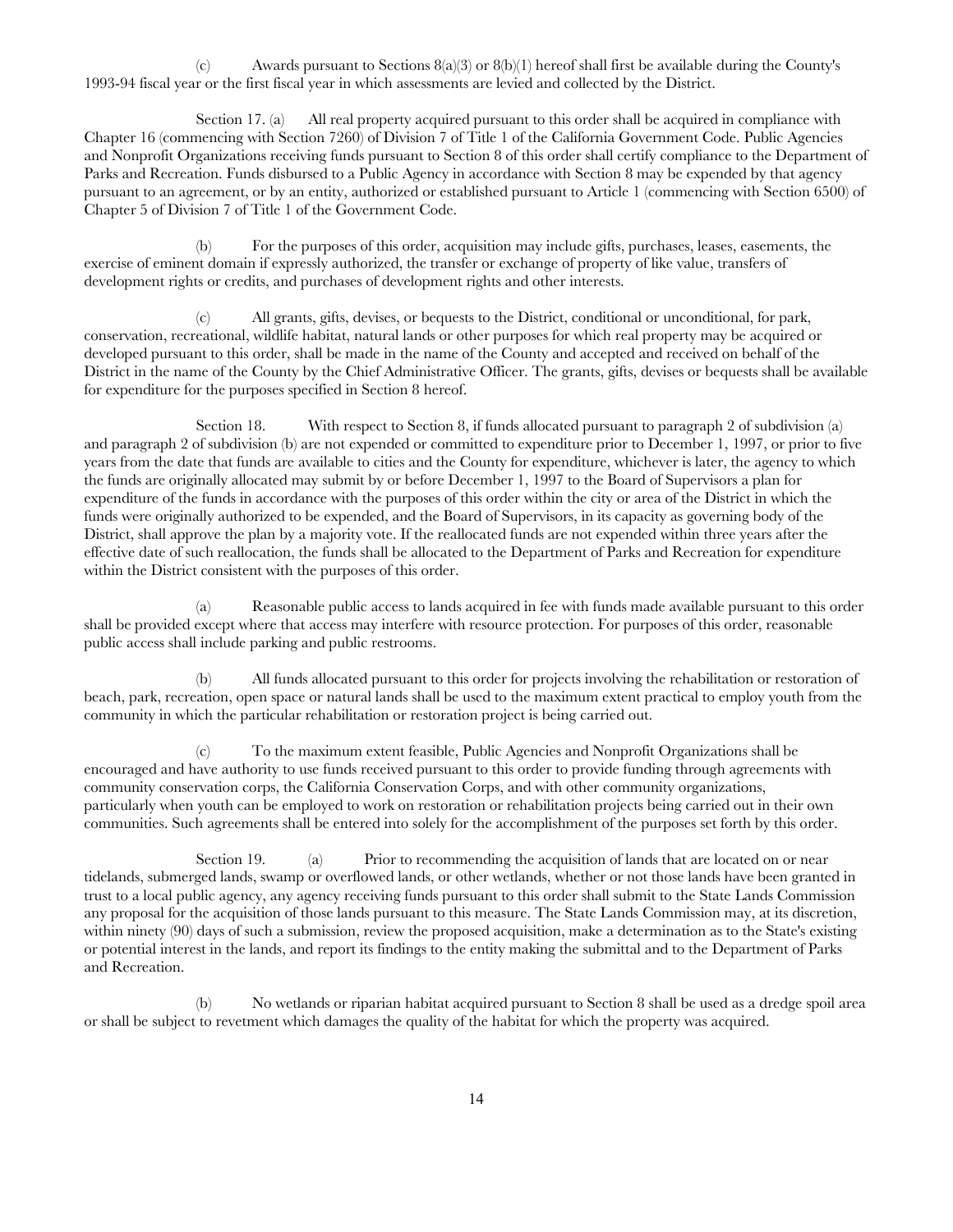(c) Awards pursuant to Sections 8(a)(3) or 8(b)(1) hereof shall first be available during the County's 1993-94 fiscal year or the first fiscal year in which assessments are levied and collected by the District.

Section 17. (a) All real property acquired pursuant to this order shall be acquired in compliance with Chapter 16 (commencing with Section 7260) of Division 7 of Title 1 of the California Government Code. Public Agencies and Nonprofit Organizations receiving funds pursuant to Section 8 of this order shall certify compliance to the Department of Parks and Recreation. Funds disbursed to a Public Agency in accordance with Section 8 may be expended by that agency pursuant to an agreement, or by an entity, authorized or established pursuant to Article 1 (commencing with Section 6500) of Chapter 5 of Division 7 of Title 1 of the Government Code.

(b) For the purposes of this order, acquisition may include gifts, purchases, leases, easements, the exercise of eminent domain if expressly authorized, the transfer or exchange of property of like value, transfers of development rights or credits, and purchases of development rights and other interests.

(c) All grants, gifts, devises, or bequests to the District, conditional or unconditional, for park, conservation, recreational, wildlife habitat, natural lands or other purposes for which real property may be acquired or developed pursuant to this order, shall be made in the name of the County and accepted and received on behalf of the District in the name of the County by the Chief Administrative Officer. The grants, gifts, devises or bequests shall be available for expenditure for the purposes specified in Section 8 hereof.

Section 18. With respect to Section 8, if funds allocated pursuant to paragraph 2 of subdivision (a) and paragraph 2 of subdivision (b) are not expended or committed to expenditure prior to December 1, 1997, or prior to five years from the date that funds are available to cities and the County for expenditure, whichever is later, the agency to which the funds are originally allocated may submit by or before December 1, 1997 to the Board of Supervisors a plan for expenditure of the funds in accordance with the purposes of this order within the city or area of the District in which the funds were originally authorized to be expended, and the Board of Supervisors, in its capacity as governing body of the District, shall approve the plan by a majority vote. If the reallocated funds are not expended within three years after the effective date of such reallocation, the funds shall be allocated to the Department of Parks and Recreation for expenditure within the District consistent with the purposes of this order.

(a) Reasonable public access to lands acquired in fee with funds made available pursuant to this order shall be provided except where that access may interfere with resource protection. For purposes of this order, reasonable public access shall include parking and public restrooms.

(b) All funds allocated pursuant to this order for projects involving the rehabilitation or restoration of beach, park, recreation, open space or natural lands shall be used to the maximum extent practical to employ youth from the community in which the particular rehabilitation or restoration project is being carried out.

(c) To the maximum extent feasible, Public Agencies and Nonprofit Organizations shall be encouraged and have authority to use funds received pursuant to this order to provide funding through agreements with community conservation corps, the California Conservation Corps, and with other community organizations, particularly when youth can be employed to work on restoration or rehabilitation projects being carried out in their own communities. Such agreements shall be entered into solely for the accomplishment of the purposes set forth by this order.

Section 19. (a) Prior to recommending the acquisition of lands that are located on or near tidelands, submerged lands, swamp or overflowed lands, or other wetlands, whether or not those lands have been granted in trust to a local public agency, any agency receiving funds pursuant to this order shall submit to the State Lands Commission any proposal for the acquisition of those lands pursuant to this measure. The State Lands Commission may, at its discretion, within ninety (90) days of such a submission, review the proposed acquisition, make a determination as to the State's existing or potential interest in the lands, and report its findings to the entity making the submittal and to the Department of Parks and Recreation.

(b) No wetlands or riparian habitat acquired pursuant to Section 8 shall be used as a dredge spoil area or shall be subject to revetment which damages the quality of the habitat for which the property was acquired.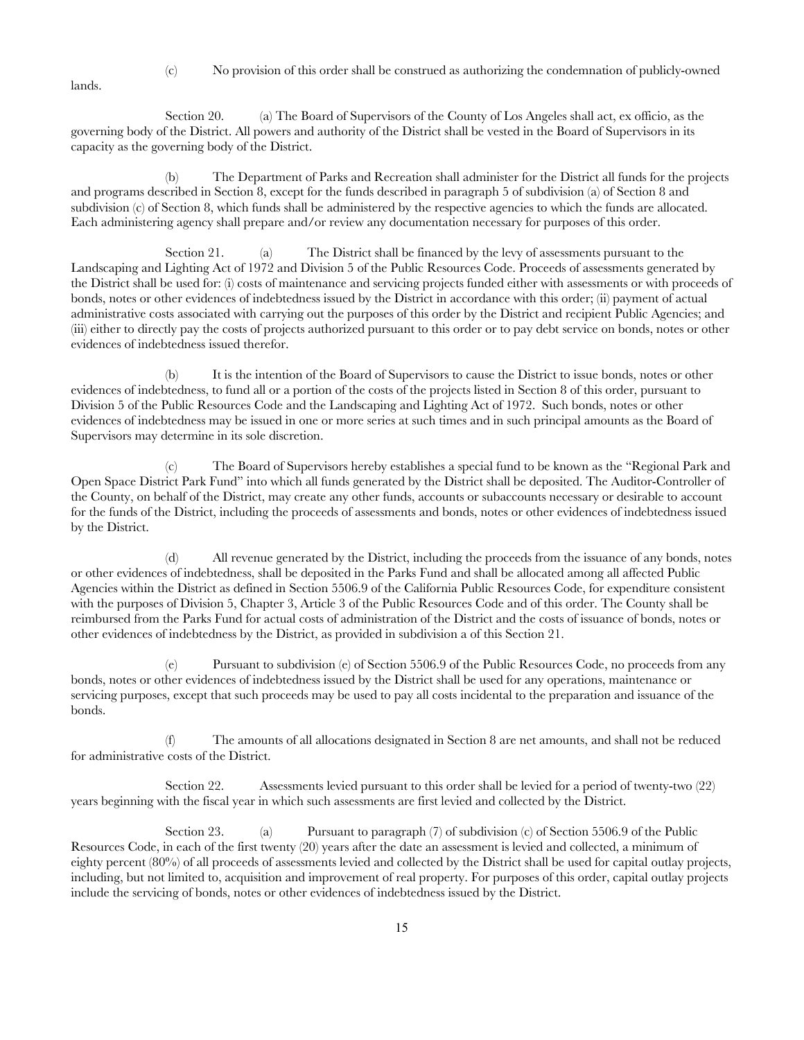(c) No provision of this order shall be construed as authorizing the condemnation of publicly-owned lands.

Section 20. (a) The Board of Supervisors of the County of Los Angeles shall act, ex officio, as the governing body of the District. All powers and authority of the District shall be vested in the Board of Supervisors in its capacity as the governing body of the District.

(b) The Department of Parks and Recreation shall administer for the District all funds for the projects and programs described in Section 8, except for the funds described in paragraph 5 of subdivision (a) of Section 8 and subdivision (c) of Section 8, which funds shall be administered by the respective agencies to which the funds are allocated. Each administering agency shall prepare and/or review any documentation necessary for purposes of this order.

Section 21. (a) The District shall be financed by the levy of assessments pursuant to the Landscaping and Lighting Act of 1972 and Division 5 of the Public Resources Code. Proceeds of assessments generated by the District shall be used for: (i) costs of maintenance and servicing projects funded either with assessments or with proceeds of bonds, notes or other evidences of indebtedness issued by the District in accordance with this order; (ii) payment of actual administrative costs associated with carrying out the purposes of this order by the District and recipient Public Agencies; and (iii) either to directly pay the costs of projects authorized pursuant to this order or to pay debt service on bonds, notes or other evidences of indebtedness issued therefor.

(b) It is the intention of the Board of Supervisors to cause the District to issue bonds, notes or other evidences of indebtedness, to fund all or a portion of the costs of the projects listed in Section 8 of this order, pursuant to Division 5 of the Public Resources Code and the Landscaping and Lighting Act of 1972. Such bonds, notes or other evidences of indebtedness may be issued in one or more series at such times and in such principal amounts as the Board of Supervisors may determine in its sole discretion.

(c) The Board of Supervisors hereby establishes a special fund to be known as the "Regional Park and Open Space District Park Fund" into which all funds generated by the District shall be deposited. The Auditor-Controller of the County, on behalf of the District, may create any other funds, accounts or subaccounts necessary or desirable to account for the funds of the District, including the proceeds of assessments and bonds, notes or other evidences of indebtedness issued by the District.

(d) All revenue generated by the District, including the proceeds from the issuance of any bonds, notes or other evidences of indebtedness, shall be deposited in the Parks Fund and shall be allocated among all affected Public Agencies within the District as defined in Section 5506.9 of the California Public Resources Code, for expenditure consistent with the purposes of Division 5, Chapter 3, Article 3 of the Public Resources Code and of this order. The County shall be reimbursed from the Parks Fund for actual costs of administration of the District and the costs of issuance of bonds, notes or other evidences of indebtedness by the District, as provided in subdivision a of this Section 21.

(e) Pursuant to subdivision (e) of Section 5506.9 of the Public Resources Code, no proceeds from any bonds, notes or other evidences of indebtedness issued by the District shall be used for any operations, maintenance or servicing purposes, except that such proceeds may be used to pay all costs incidental to the preparation and issuance of the bonds.

(f) The amounts of all allocations designated in Section 8 are net amounts, and shall not be reduced for administrative costs of the District.

Section 22. Assessments levied pursuant to this order shall be levied for a period of twenty-two (22) years beginning with the fiscal year in which such assessments are first levied and collected by the District.

Section 23. (a) Pursuant to paragraph (7) of subdivision (c) of Section 5506.9 of the Public Resources Code, in each of the first twenty (20) years after the date an assessment is levied and collected, a minimum of eighty percent (80%) of all proceeds of assessments levied and collected by the District shall be used for capital outlay projects, including, but not limited to, acquisition and improvement of real property. For purposes of this order, capital outlay projects include the servicing of bonds, notes or other evidences of indebtedness issued by the District.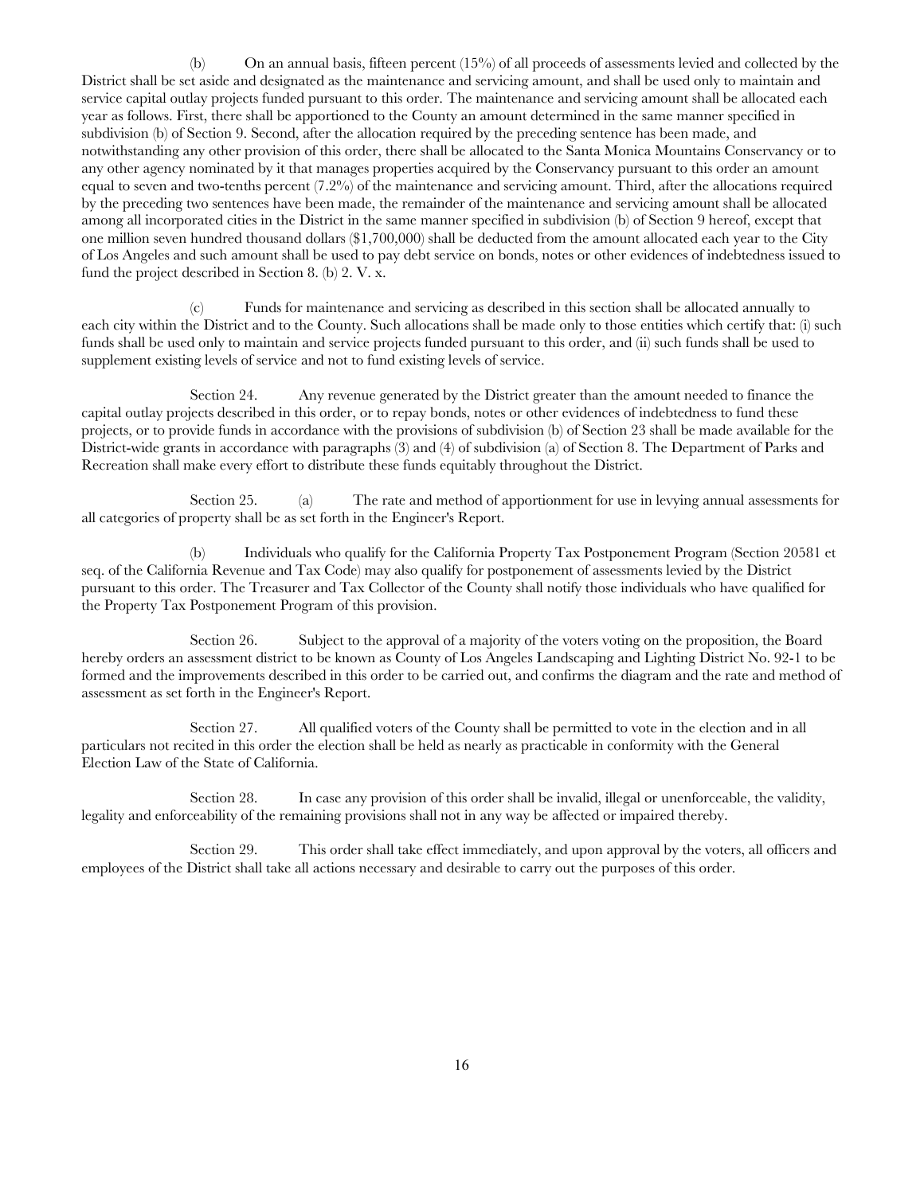(b) On an annual basis, fifteen percent (15%) of all proceeds of assessments levied and collected by the District shall be set aside and designated as the maintenance and servicing amount, and shall be used only to maintain and service capital outlay projects funded pursuant to this order. The maintenance and servicing amount shall be allocated each year as follows. First, there shall be apportioned to the County an amount determined in the same manner specified in subdivision (b) of Section 9. Second, after the allocation required by the preceding sentence has been made, and notwithstanding any other provision of this order, there shall be allocated to the Santa Monica Mountains Conservancy or to any other agency nominated by it that manages properties acquired by the Conservancy pursuant to this order an amount equal to seven and two-tenths percent (7.2%) of the maintenance and servicing amount. Third, after the allocations required by the preceding two sentences have been made, the remainder of the maintenance and servicing amount shall be allocated among all incorporated cities in the District in the same manner specified in subdivision (b) of Section 9 hereof, except that one million seven hundred thousand dollars ($1,700,000) shall be deducted from the amount allocated each year to the City of Los Angeles and such amount shall be used to pay debt service on bonds, notes or other evidences of indebtedness issued to fund the project described in Section 8. (b) 2. V. x.

(c) Funds for maintenance and servicing as described in this section shall be allocated annually to each city within the District and to the County. Such allocations shall be made only to those entities which certify that: (i) such funds shall be used only to maintain and service projects funded pursuant to this order, and (ii) such funds shall be used to supplement existing levels of service and not to fund existing levels of service.

Section 24. Any revenue generated by the District greater than the amount needed to finance the capital outlay projects described in this order, or to repay bonds, notes or other evidences of indebtedness to fund these projects, or to provide funds in accordance with the provisions of subdivision (b) of Section 23 shall be made available for the District-wide grants in accordance with paragraphs (3) and (4) of subdivision (a) of Section 8. The Department of Parks and Recreation shall make every effort to distribute these funds equitably throughout the District.

Section 25. (a) The rate and method of apportionment for use in levying annual assessments for all categories of property shall be as set forth in the Engineer's Report.

(b) Individuals who qualify for the California Property Tax Postponement Program (Section 20581 et seq. of the California Revenue and Tax Code) may also qualify for postponement of assessments levied by the District pursuant to this order. The Treasurer and Tax Collector of the County shall notify those individuals who have qualified for the Property Tax Postponement Program of this provision.

Section 26. Subject to the approval of a majority of the voters voting on the proposition, the Board hereby orders an assessment district to be known as County of Los Angeles Landscaping and Lighting District No. 92-1 to be formed and the improvements described in this order to be carried out, and confirms the diagram and the rate and method of assessment as set forth in the Engineer's Report.

Section 27. All qualified voters of the County shall be permitted to vote in the election and in all particulars not recited in this order the election shall be held as nearly as practicable in conformity with the General Election Law of the State of California.

Section 28. In case any provision of this order shall be invalid, illegal or unenforceable, the validity, legality and enforceability of the remaining provisions shall not in any way be affected or impaired thereby.

Section 29. This order shall take effect immediately, and upon approval by the voters, all officers and employees of the District shall take all actions necessary and desirable to carry out the purposes of this order.